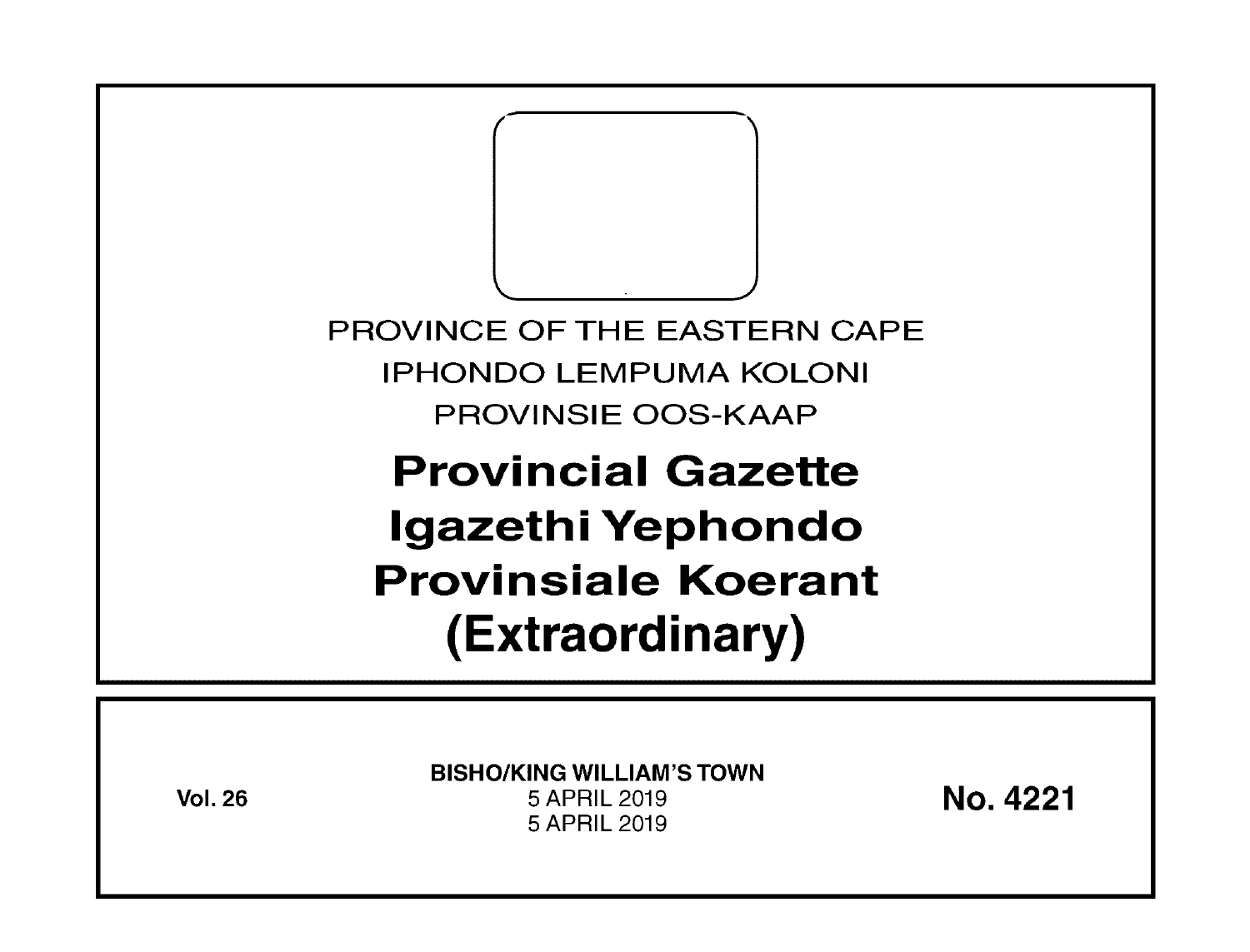PROVINCE OF THE EASTERN CAPE

IPHONDO LEMPUMA KOLONI

PROVINSIE OOS-KAAP

# Provincial Gazette
# Igazethi Yephondo
# Provinsiale Koerant
# (Extraordinary)

**Vol. 26**

**BISHO/KING WILLIAM'S TOWN**

5 APRIL 2019

5 APRIL 2019

**No. 4221**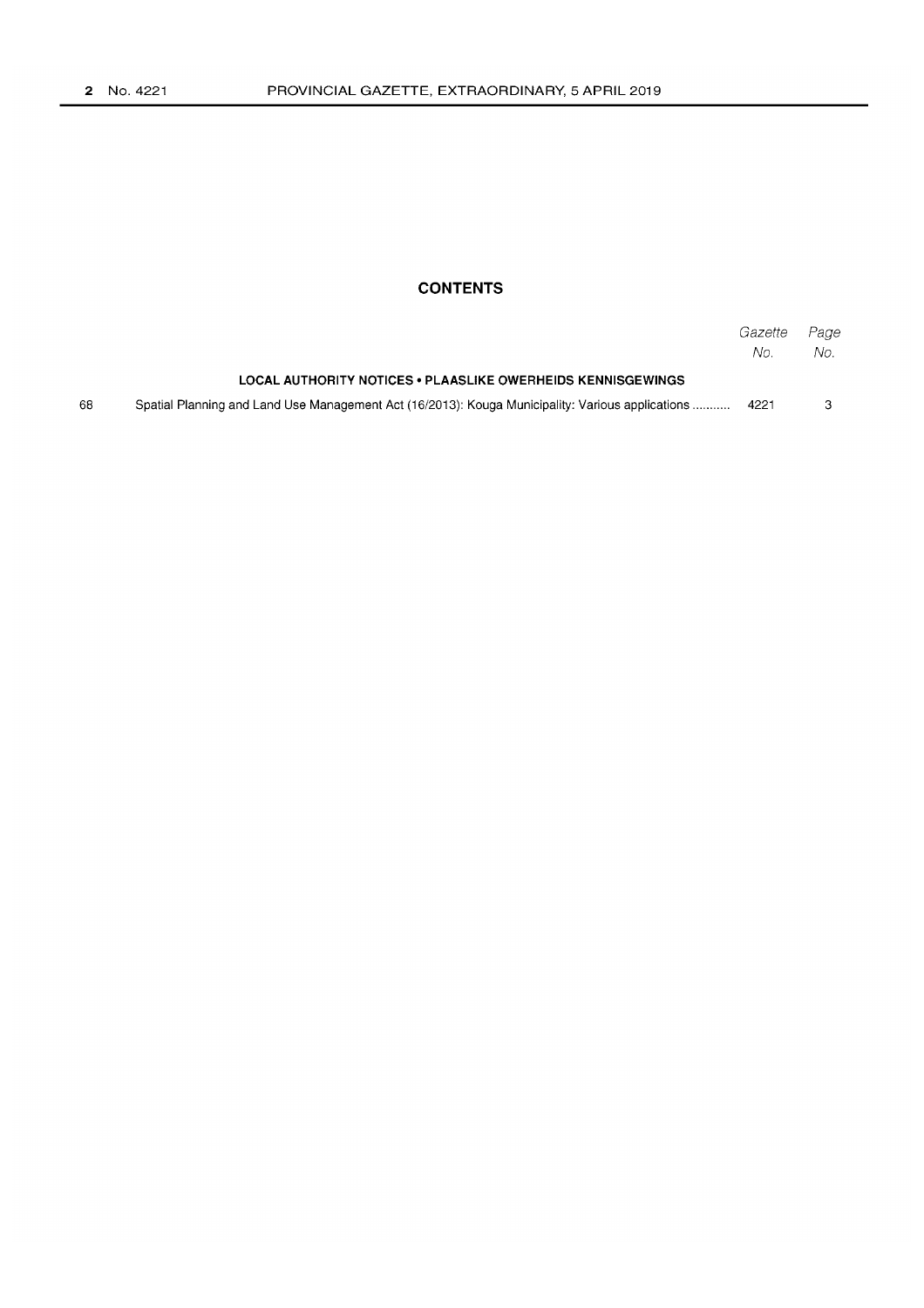## CONTENTS

| | | Gazette No. | Page No. |
|---|---|---|---|
| | **LOCAL AUTHORITY NOTICES • PLAASLIKE OWERHEIDS KENNISGEWINGS** | | |
| 68 | Spatial Planning and Land Use Management Act (16/2013): Kouga Municipality: Various applications ........... | 4221 | 3 |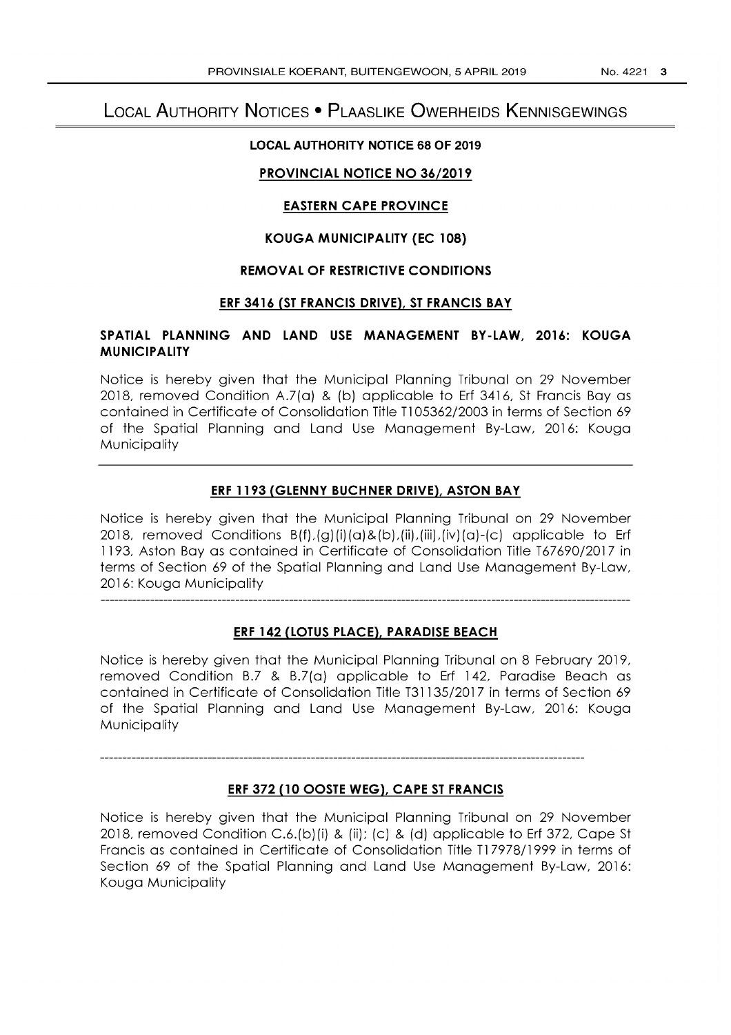# Local Authority Notices • Plaaslike Owerheids Kennisgewings

**LOCAL AUTHORITY NOTICE 68 OF 2019**

**PROVINCIAL NOTICE NO 36/2019**

**EASTERN CAPE PROVINCE**

**KOUGA MUNICIPALITY (EC 108)**

**REMOVAL OF RESTRICTIVE CONDITIONS**

**ERF 3416 (ST FRANCIS DRIVE), ST FRANCIS BAY**

**SPATIAL PLANNING AND LAND USE MANAGEMENT BY-LAW, 2016: KOUGA MUNICIPALITY**

Notice is hereby given that the Municipal Planning Tribunal on 29 November 2018, removed Condition A.7(a) & (b) applicable to Erf 3416, St Francis Bay as contained in Certificate of Consolidation Title T105362/2003 in terms of Section 69 of the Spatial Planning and Land Use Management By-Law, 2016: Kouga Municipality

---

**ERF 1193 (GLENNY BUCHNER DRIVE), ASTON BAY**

Notice is hereby given that the Municipal Planning Tribunal on 29 November 2018, removed Conditions B(f),(g)(i)(a)&(b),(ii),(iii),(iv)(a)-(c) applicable to Erf 1193, Aston Bay as contained in Certificate of Consolidation Title T67690/2017 in terms of Section 69 of the Spatial Planning and Land Use Management By-Law, 2016: Kouga Municipality

---

**ERF 142 (LOTUS PLACE), PARADISE BEACH**

Notice is hereby given that the Municipal Planning Tribunal on 8 February 2019, removed Condition B.7 & B.7(a) applicable to Erf 142, Paradise Beach as contained in Certificate of Consolidation Title T31135/2017 in terms of Section 69 of the Spatial Planning and Land Use Management By-Law, 2016: Kouga Municipality

---

**ERF 372 (10 OOSTE WEG), CAPE ST FRANCIS**

Notice is hereby given that the Municipal Planning Tribunal on 29 November 2018, removed Condition C.6.(b)(i) & (ii); (c) & (d) applicable to Erf 372, Cape St Francis as contained in Certificate of Consolidation Title T17978/1999 in terms of Section 69 of the Spatial Planning and Land Use Management By-Law, 2016: Kouga Municipality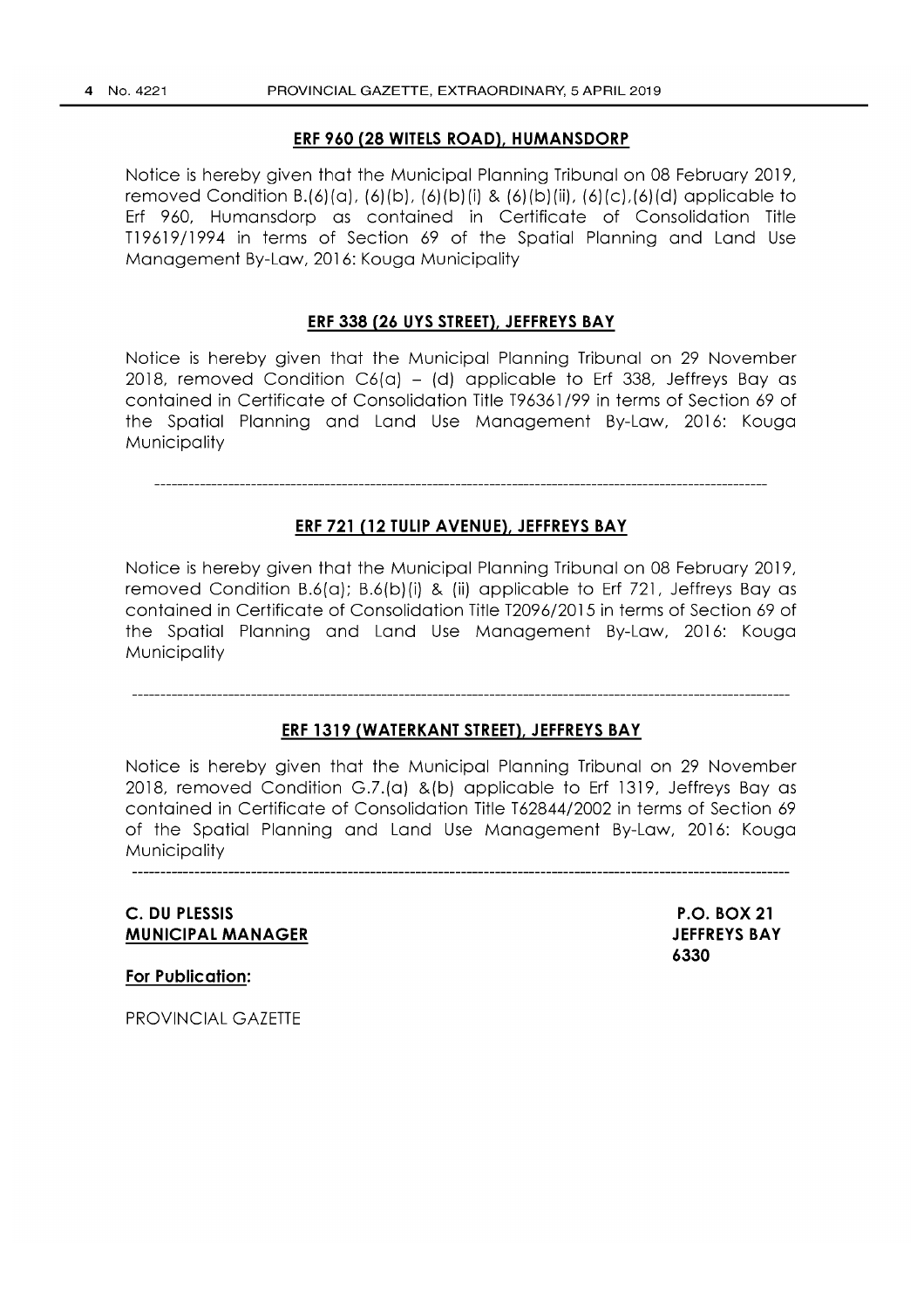## ERF 960 (28 WITELS ROAD), HUMANSDORP

Notice is hereby given that the Municipal Planning Tribunal on 08 February 2019, removed Condition B.(6)(a), (6)(b), (6)(b)(i) & (6)(b)(ii), (6)(c),(6)(d) applicable to Erf 960, Humansdorp as contained in Certificate of Consolidation Title T19619/1994 in terms of Section 69 of the Spatial Planning and Land Use Management By-Law, 2016: Kouga Municipality

## ERF 338 (26 UYS STREET), JEFFREYS BAY

Notice is hereby given that the Municipal Planning Tribunal on 29 November 2018, removed Condition C6(a) – (d) applicable to Erf 338, Jeffreys Bay as contained in Certificate of Consolidation Title T96361/99 in terms of Section 69 of the Spatial Planning and Land Use Management By-Law, 2016: Kouga Municipality

---

## ERF 721 (12 TULIP AVENUE), JEFFREYS BAY

Notice is hereby given that the Municipal Planning Tribunal on 08 February 2019, removed Condition B.6(a); B.6(b)(i) & (ii) applicable to Erf 721, Jeffreys Bay as contained in Certificate of Consolidation Title T2096/2015 in terms of Section 69 of the Spatial Planning and Land Use Management By-Law, 2016: Kouga Municipality

---

## ERF 1319 (WATERKANT STREET), JEFFREYS BAY

Notice is hereby given that the Municipal Planning Tribunal on 29 November 2018, removed Condition G.7.(a) &(b) applicable to Erf 1319, Jeffreys Bay as contained in Certificate of Consolidation Title T62844/2002 in terms of Section 69 of the Spatial Planning and Land Use Management By-Law, 2016: Kouga Municipality

---

**C. DU PLESSIS**
**MUNICIPAL MANAGER**

**P.O. BOX 21**
**JEFFREYS BAY**
**6330**

**For Publication:**

PROVINCIAL GAZETTE